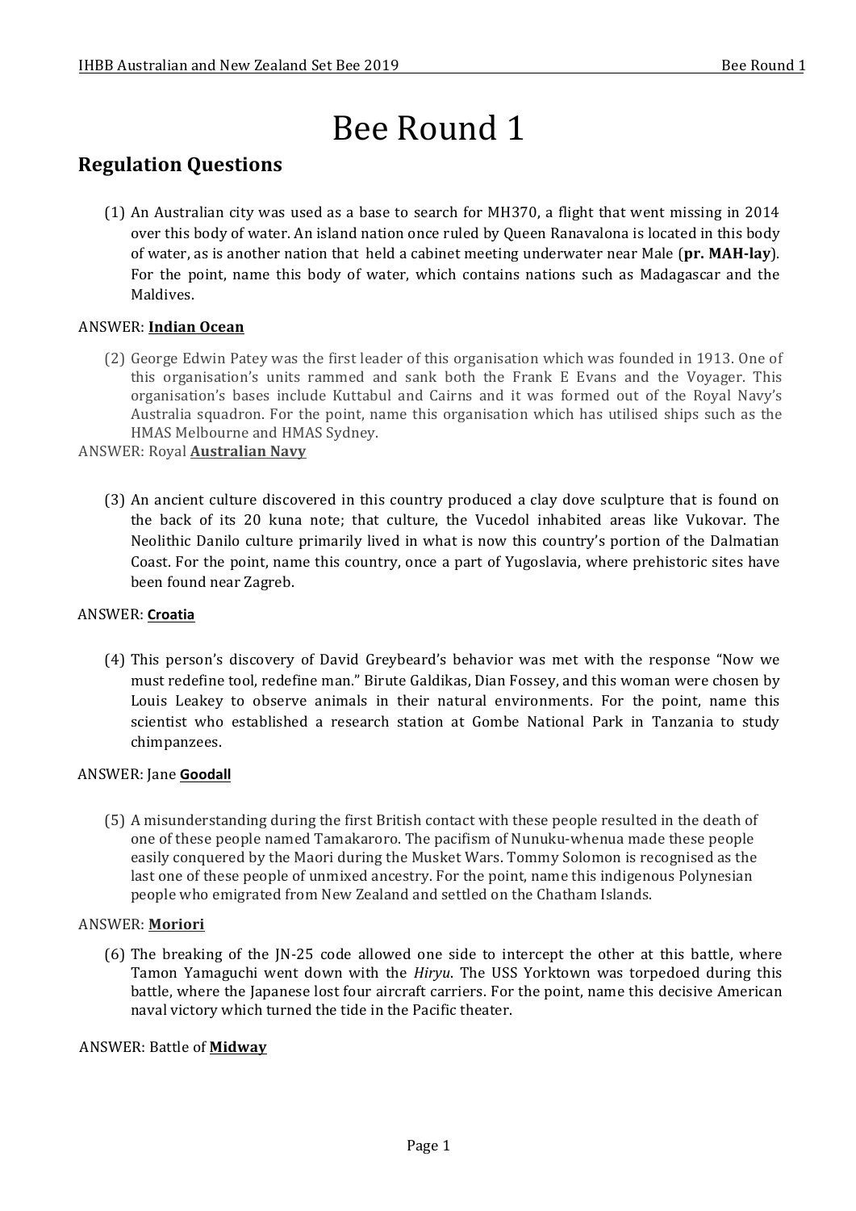# Bee Round 1

## Regulation Questions

(1) An Australian city was used as a base to search for MH370, a flight that went missing in 2014 over this body of water. An island nation once ruled by Queen Ranavalona is located in this body of water, as is another nation that held a cabinet meeting underwater near Male (**pr. MAH-lay**). For the point, name this body of water, which contains nations such as Madagascar and the Maldives.

ANSWER: **Indian Ocean**

(2) George Edwin Patey was the first leader of this organisation which was founded in 1913. One of this organisation's units rammed and sank both the Frank E Evans and the Voyager. This organisation's bases include Kuttabul and Cairns and it was formed out of the Royal Navy's Australia squadron. For the point, name this organisation which has utilised ships such as the HMAS Melbourne and HMAS Sydney.

ANSWER: Royal **Australian Navy**

(3) An ancient culture discovered in this country produced a clay dove sculpture that is found on the back of its 20 kuna note; that culture, the Vucedol inhabited areas like Vukovar. The Neolithic Danilo culture primarily lived in what is now this country's portion of the Dalmatian Coast. For the point, name this country, once a part of Yugoslavia, where prehistoric sites have been found near Zagreb.

ANSWER: **Croatia**

(4) This person's discovery of David Greybeard's behavior was met with the response "Now we must redefine tool, redefine man." Birute Galdikas, Dian Fossey, and this woman were chosen by Louis Leakey to observe animals in their natural environments. For the point, name this scientist who established a research station at Gombe National Park in Tanzania to study chimpanzees.

ANSWER: Jane **Goodall**

(5) A misunderstanding during the first British contact with these people resulted in the death of one of these people named Tamakaroro. The pacifism of Nunuku-whenua made these people easily conquered by the Maori during the Musket Wars. Tommy Solomon is recognised as the last one of these people of unmixed ancestry. For the point, name this indigenous Polynesian people who emigrated from New Zealand and settled on the Chatham Islands.

ANSWER: **Moriori**

(6) The breaking of the JN-25 code allowed one side to intercept the other at this battle, where Tamon Yamaguchi went down with the *Hiryu*. The USS Yorktown was torpedoed during this battle, where the Japanese lost four aircraft carriers. For the point, name this decisive American naval victory which turned the tide in the Pacific theater.

ANSWER: Battle of **Midway**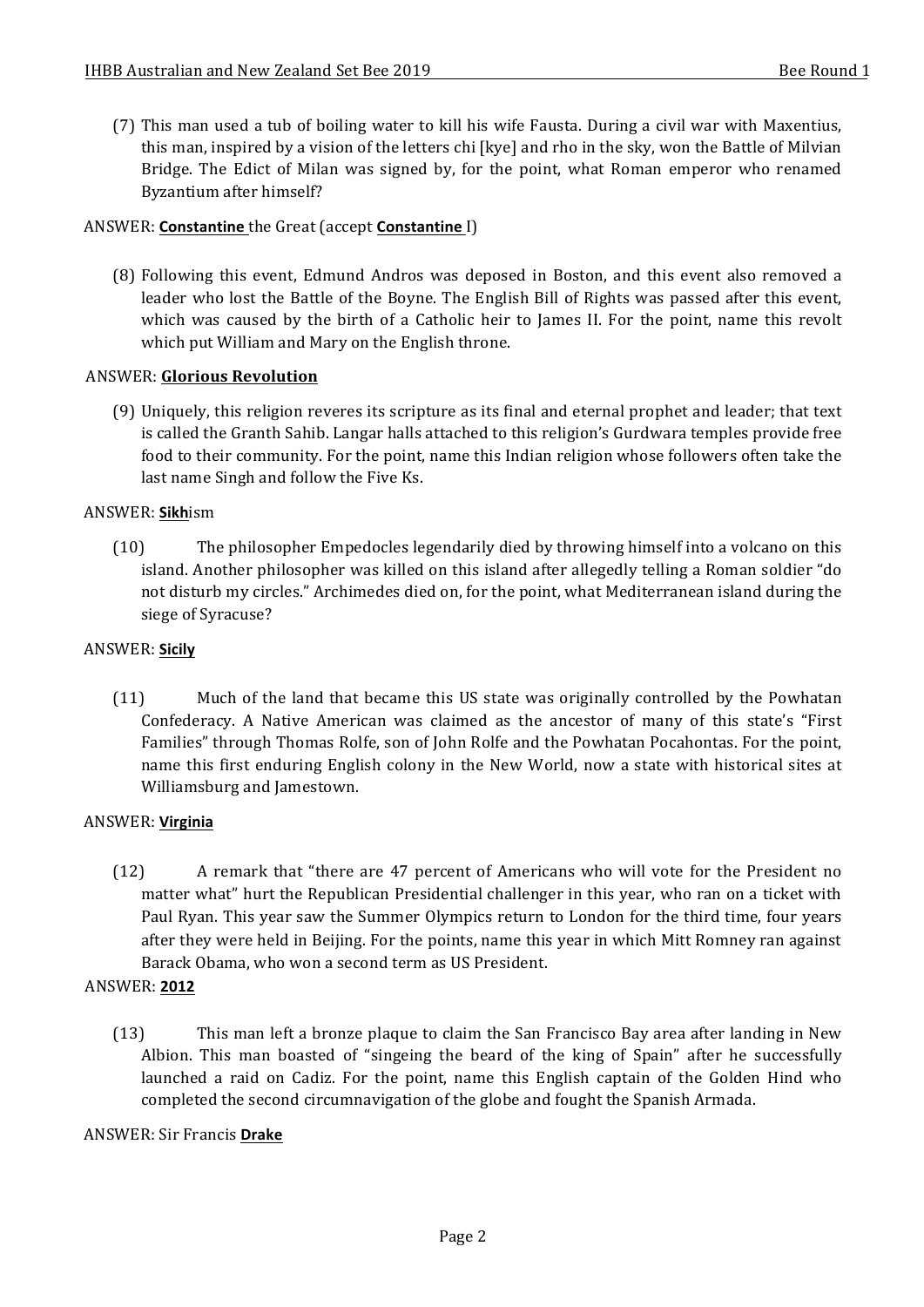(7) This man used a tub of boiling water to kill his wife Fausta. During a civil war with Maxentius, this man, inspired by a vision of the letters chi [kye] and rho in the sky, won the Battle of Milvian Bridge. The Edict of Milan was signed by, for the point, what Roman emperor who renamed Byzantium after himself?

ANSWER: **Constantine** the Great (accept **Constantine** I)

(8) Following this event, Edmund Andros was deposed in Boston, and this event also removed a leader who lost the Battle of the Boyne. The English Bill of Rights was passed after this event, which was caused by the birth of a Catholic heir to James II. For the point, name this revolt which put William and Mary on the English throne.

ANSWER: **Glorious Revolution**

(9) Uniquely, this religion reveres its scripture as its final and eternal prophet and leader; that text is called the Granth Sahib. Langar halls attached to this religion's Gurdwara temples provide free food to their community. For the point, name this Indian religion whose followers often take the last name Singh and follow the Five Ks.

ANSWER: **Sikh**ism

(10) The philosopher Empedocles legendarily died by throwing himself into a volcano on this island. Another philosopher was killed on this island after allegedly telling a Roman soldier "do not disturb my circles." Archimedes died on, for the point, what Mediterranean island during the siege of Syracuse?

ANSWER: **Sicily**

(11) Much of the land that became this US state was originally controlled by the Powhatan Confederacy. A Native American was claimed as the ancestor of many of this state's "First Families" through Thomas Rolfe, son of John Rolfe and the Powhatan Pocahontas. For the point, name this first enduring English colony in the New World, now a state with historical sites at Williamsburg and Jamestown.

ANSWER: **Virginia**

(12) A remark that "there are 47 percent of Americans who will vote for the President no matter what" hurt the Republican Presidential challenger in this year, who ran on a ticket with Paul Ryan. This year saw the Summer Olympics return to London for the third time, four years after they were held in Beijing. For the points, name this year in which Mitt Romney ran against Barack Obama, who won a second term as US President.

ANSWER: **2012**

(13) This man left a bronze plaque to claim the San Francisco Bay area after landing in New Albion. This man boasted of "singeing the beard of the king of Spain" after he successfully launched a raid on Cadiz. For the point, name this English captain of the Golden Hind who completed the second circumnavigation of the globe and fought the Spanish Armada.

ANSWER: Sir Francis **Drake**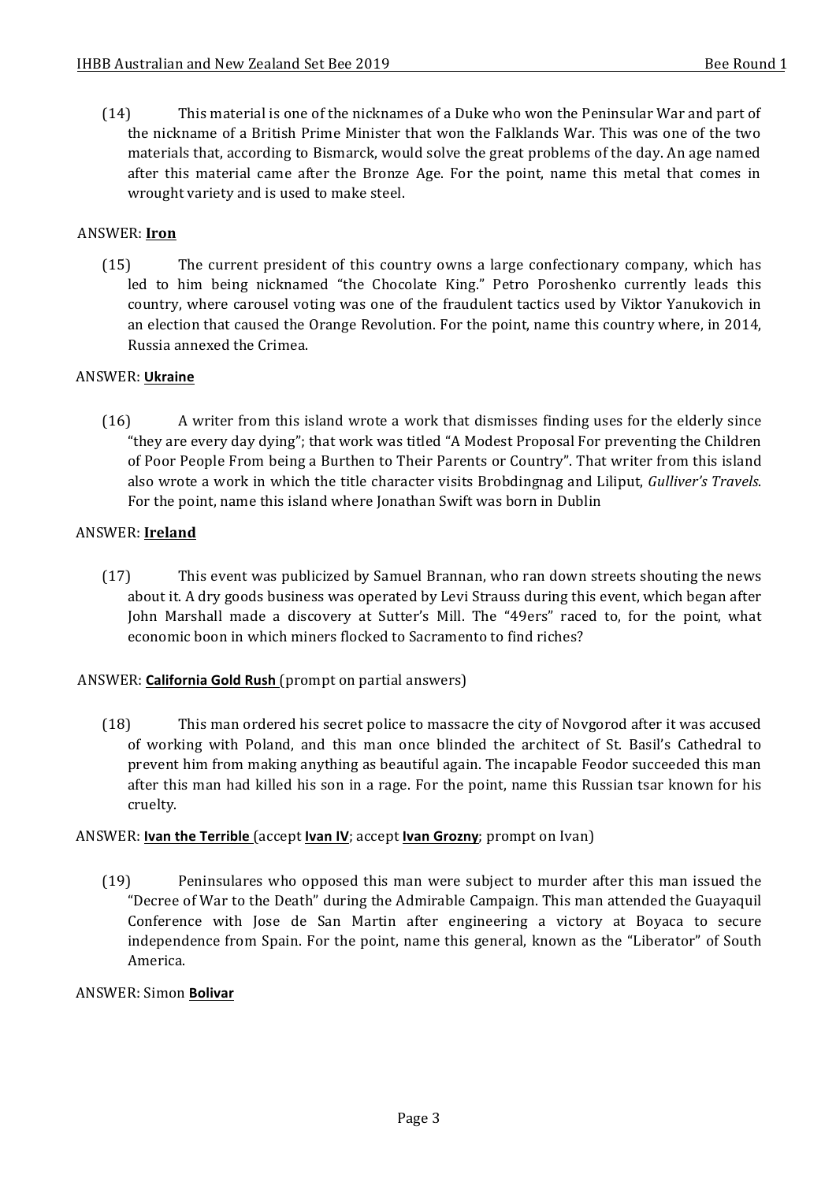(14) This material is one of the nicknames of a Duke who won the Peninsular War and part of the nickname of a British Prime Minister that won the Falklands War. This was one of the two materials that, according to Bismarck, would solve the great problems of the day. An age named after this material came after the Bronze Age. For the point, name this metal that comes in wrought variety and is used to make steel.

ANSWER: **Iron**

(15) The current president of this country owns a large confectionary company, which has led to him being nicknamed "the Chocolate King." Petro Poroshenko currently leads this country, where carousel voting was one of the fraudulent tactics used by Viktor Yanukovich in an election that caused the Orange Revolution. For the point, name this country where, in 2014, Russia annexed the Crimea.

ANSWER: **Ukraine**

(16) A writer from this island wrote a work that dismisses finding uses for the elderly since "they are every day dying"; that work was titled "A Modest Proposal For preventing the Children of Poor People From being a Burthen to Their Parents or Country". That writer from this island also wrote a work in which the title character visits Brobdingnag and Liliput, *Gulliver's Travels*. For the point, name this island where Jonathan Swift was born in Dublin

ANSWER: **Ireland**

(17) This event was publicized by Samuel Brannan, who ran down streets shouting the news about it. A dry goods business was operated by Levi Strauss during this event, which began after John Marshall made a discovery at Sutter's Mill. The "49ers" raced to, for the point, what economic boon in which miners flocked to Sacramento to find riches?

ANSWER: **California Gold Rush** (prompt on partial answers)

(18) This man ordered his secret police to massacre the city of Novgorod after it was accused of working with Poland, and this man once blinded the architect of St. Basil's Cathedral to prevent him from making anything as beautiful again. The incapable Feodor succeeded this man after this man had killed his son in a rage. For the point, name this Russian tsar known for his cruelty.

ANSWER: **Ivan the Terrible** (accept **Ivan IV**; accept **Ivan Grozny**; prompt on Ivan)

(19) Peninsulares who opposed this man were subject to murder after this man issued the "Decree of War to the Death" during the Admirable Campaign. This man attended the Guayaquil Conference with Jose de San Martin after engineering a victory at Boyaca to secure independence from Spain. For the point, name this general, known as the "Liberator" of South America.

ANSWER: Simon **Bolivar**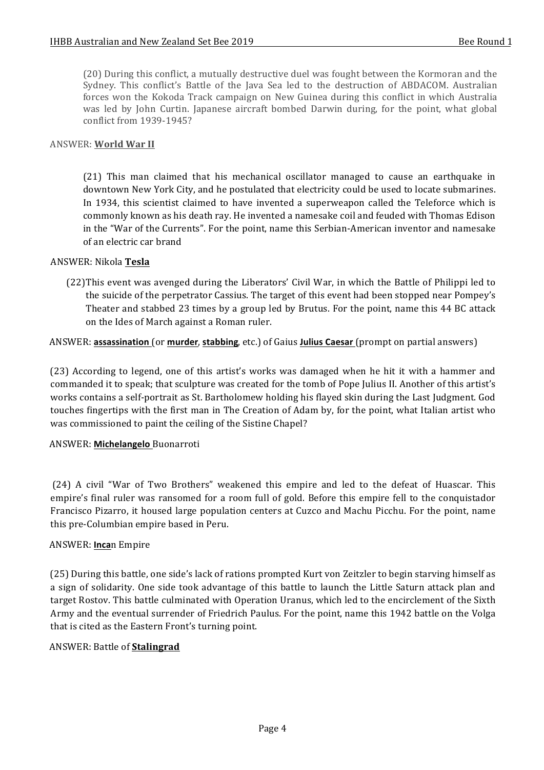(20) During this conflict, a mutually destructive duel was fought between the Kormoran and the Sydney. This conflict's Battle of the Java Sea led to the destruction of ABDACOM. Australian forces won the Kokoda Track campaign on New Guinea during this conflict in which Australia was led by John Curtin. Japanese aircraft bombed Darwin during, for the point, what global conflict from 1939-1945?

ANSWER: **World War II**

(21) This man claimed that his mechanical oscillator managed to cause an earthquake in downtown New York City, and he postulated that electricity could be used to locate submarines. In 1934, this scientist claimed to have invented a superweapon called the Teleforce which is commonly known as his death ray. He invented a namesake coil and feuded with Thomas Edison in the "War of the Currents". For the point, name this Serbian-American inventor and namesake of an electric car brand

ANSWER: Nikola **Tesla**

(22) This event was avenged during the Liberators' Civil War, in which the Battle of Philippi led to the suicide of the perpetrator Cassius. The target of this event had been stopped near Pompey's Theater and stabbed 23 times by a group led by Brutus. For the point, name this 44 BC attack on the Ides of March against a Roman ruler.

ANSWER: **assassination** (or **murder**, **stabbing**, etc.) of Gaius **Julius Caesar** (prompt on partial answers)

(23) According to legend, one of this artist's works was damaged when he hit it with a hammer and commanded it to speak; that sculpture was created for the tomb of Pope Julius II. Another of this artist's works contains a self-portrait as St. Bartholomew holding his flayed skin during the Last Judgment. God touches fingertips with the first man in The Creation of Adam by, for the point, what Italian artist who was commissioned to paint the ceiling of the Sistine Chapel?

ANSWER: **Michelangelo** Buonarroti

(24) A civil "War of Two Brothers" weakened this empire and led to the defeat of Huascar. This empire's final ruler was ransomed for a room full of gold. Before this empire fell to the conquistador Francisco Pizarro, it housed large population centers at Cuzco and Machu Picchu. For the point, name this pre-Columbian empire based in Peru.

ANSWER: **Inca**n Empire

(25) During this battle, one side's lack of rations prompted Kurt von Zeitzler to begin starving himself as a sign of solidarity. One side took advantage of this battle to launch the Little Saturn attack plan and target Rostov. This battle culminated with Operation Uranus, which led to the encirclement of the Sixth Army and the eventual surrender of Friedrich Paulus. For the point, name this 1942 battle on the Volga that is cited as the Eastern Front's turning point.

ANSWER: Battle of **Stalingrad**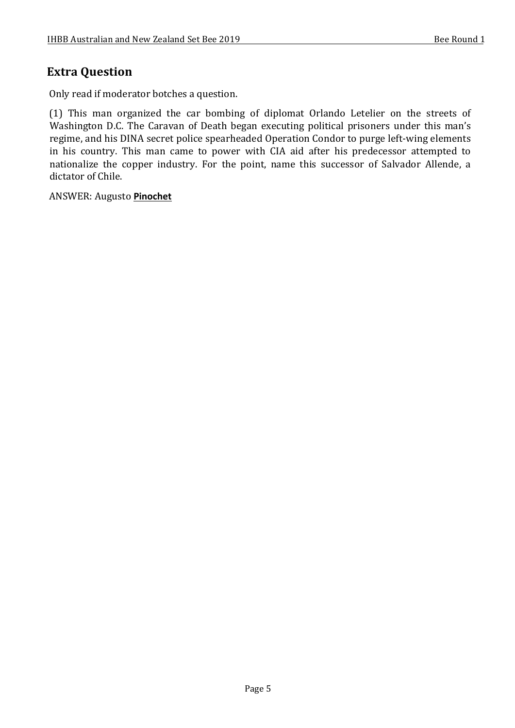## Extra Question

Only read if moderator botches a question.

(1) This man organized the car bombing of diplomat Orlando Letelier on the streets of Washington D.C. The Caravan of Death began executing political prisoners under this man's regime, and his DINA secret police spearheaded Operation Condor to purge left-wing elements in his country. This man came to power with CIA aid after his predecessor attempted to nationalize the copper industry. For the point, name this successor of Salvador Allende, a dictator of Chile.

ANSWER: Augusto **Pinochet**